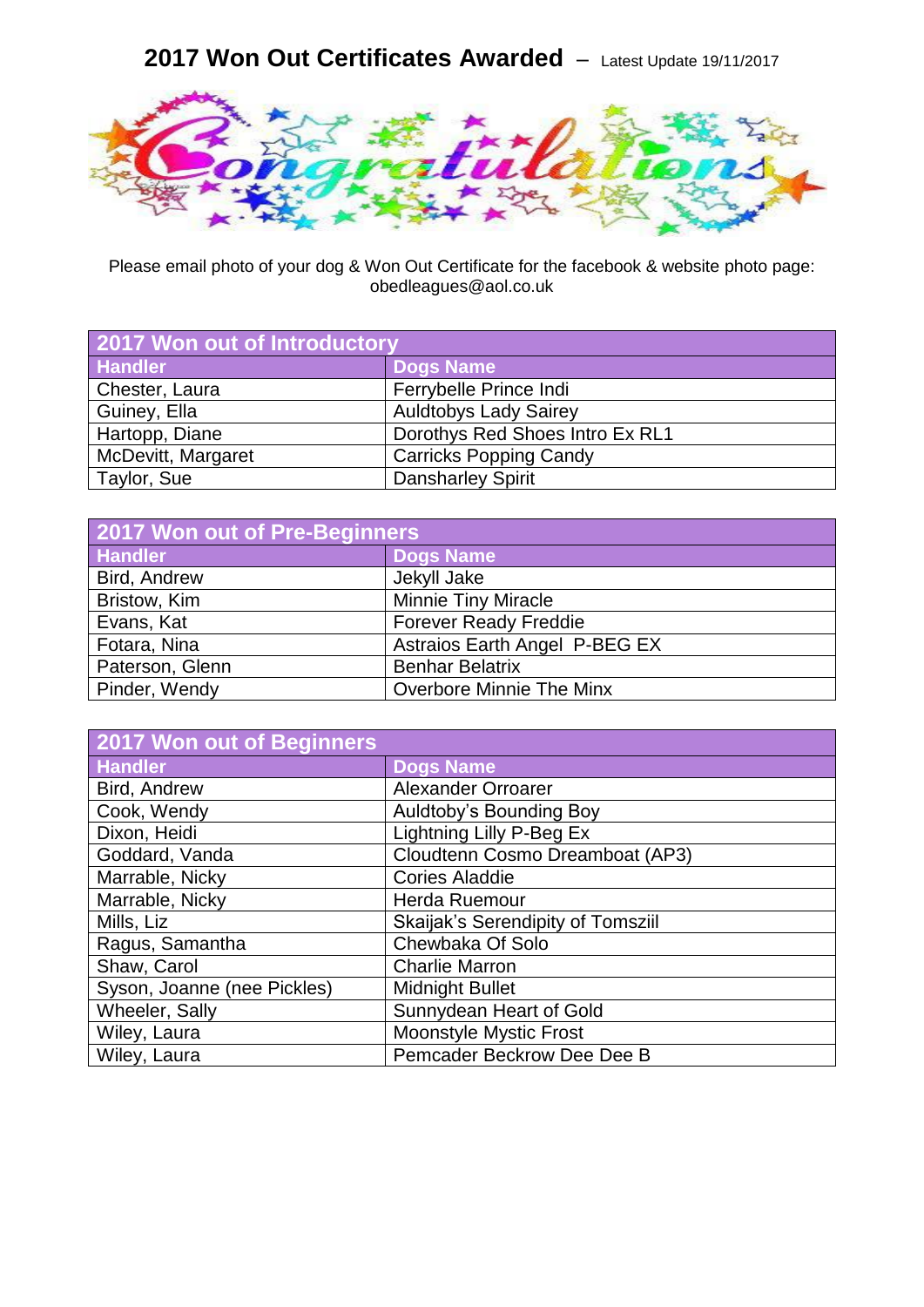# 2017 Won Out Certificates Awarded – Latest Update 19/11/2017

Please email photo of your dog & Won Out Certificate for the facebook & website photo page: obedleagues@aol.co.uk

| 2017 Won out of Introductory | |
|---|---|
| **Handler** | **Dogs Name** |
| Chester, Laura | Ferrybelle Prince Indi |
| Guiney, Ella | Auldtobys Lady Sairey |
| Hartopp, Diane | Dorothys Red Shoes Intro Ex RL1 |
| McDevitt, Margaret | Carricks Popping Candy |
| Taylor, Sue | Dansharley Spirit |

| 2017 Won out of Pre-Beginners | |
|---|---|
| **Handler** | **Dogs Name** |
| Bird, Andrew | Jekyll Jake |
| Bristow, Kim | Minnie Tiny Miracle |
| Evans, Kat | Forever Ready Freddie |
| Fotara, Nina | Astraios Earth Angel P-BEG EX |
| Paterson, Glenn | Benhar Belatrix |
| Pinder, Wendy | Overbore Minnie The Minx |

| 2017 Won out of Beginners | |
|---|---|
| **Handler** | **Dogs Name** |
| Bird, Andrew | Alexander Orroarer |
| Cook, Wendy | Auldtoby's Bounding Boy |
| Dixon, Heidi | Lightning Lilly P-Beg Ex |
| Goddard, Vanda | Cloudtenn Cosmo Dreamboat (AP3) |
| Marrable, Nicky | Cories Aladdie |
| Marrable, Nicky | Herda Ruemour |
| Mills, Liz | Skaijak's Serendipity of Tomsziil |
| Ragus, Samantha | Chewbaka Of Solo |
| Shaw, Carol | Charlie Marron |
| Syson, Joanne (nee Pickles) | Midnight Bullet |
| Wheeler, Sally | Sunnydean Heart of Gold |
| Wiley, Laura | Moonstyle Mystic Frost |
| Wiley, Laura | Pemcader Beckrow Dee Dee B |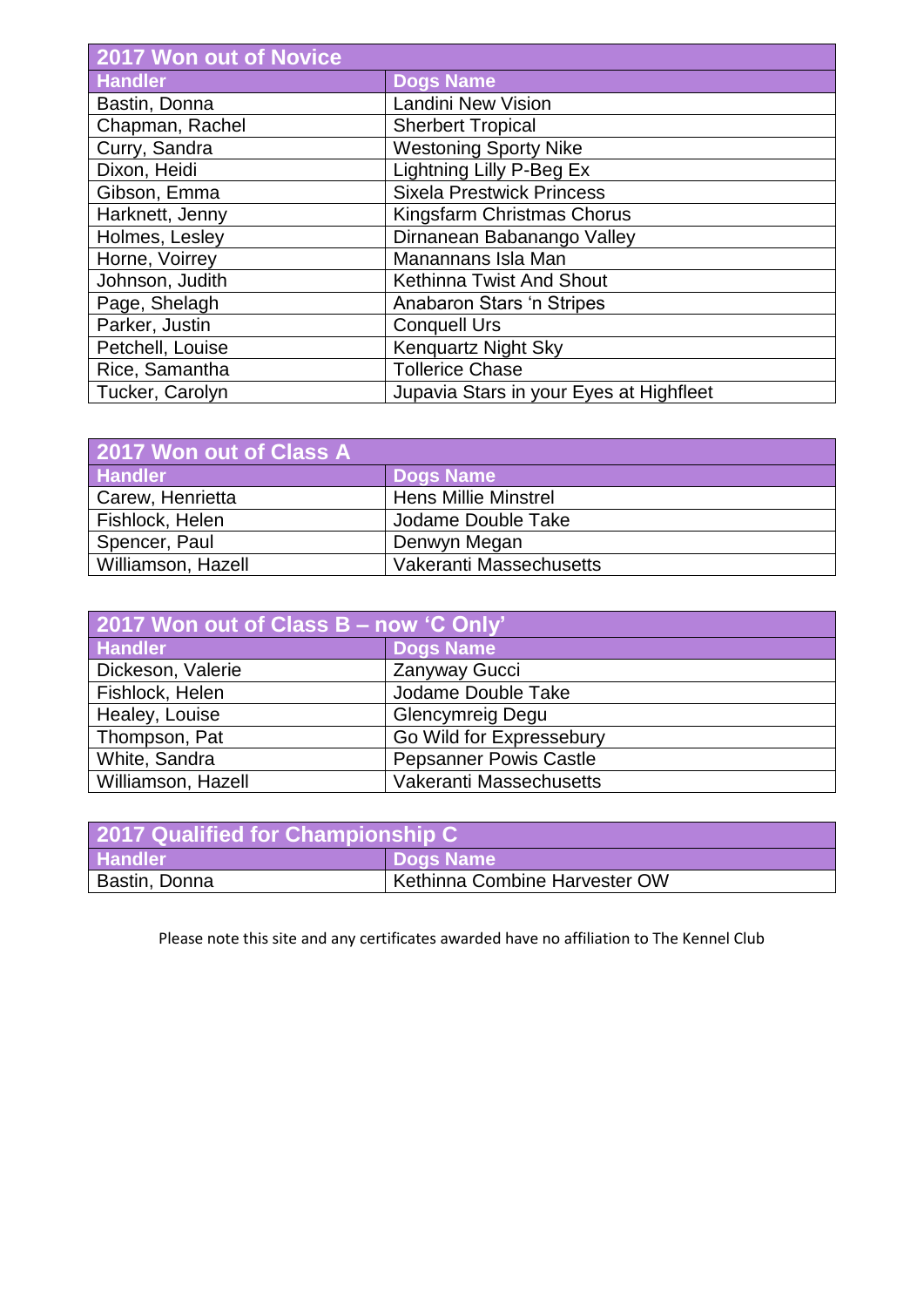| 2017 Won out of Novice | |
| --- | --- |
| **Handler** | **Dogs Name** |
| Bastin, Donna | Landini New Vision |
| Chapman, Rachel | Sherbert Tropical |
| Curry, Sandra | Westoning Sporty Nike |
| Dixon, Heidi | Lightning Lilly P-Beg Ex |
| Gibson, Emma | Sixela Prestwick Princess |
| Harknett, Jenny | Kingsfarm Christmas Chorus |
| Holmes, Lesley | Dirnanean Babanango Valley |
| Horne, Voirrey | Manannans Isla Man |
| Johnson, Judith | Kethinna Twist And Shout |
| Page, Shelagh | Anabaron Stars 'n Stripes |
| Parker, Justin | Conquell Urs |
| Petchell, Louise | Kenquartz Night Sky |
| Rice, Samantha | Tollerice Chase |
| Tucker, Carolyn | Jupavia Stars in your Eyes at Highfleet |

| 2017 Won out of Class A | |
| --- | --- |
| **Handler** | **Dogs Name** |
| Carew, Henrietta | Hens Millie Minstrel |
| Fishlock, Helen | Jodame Double Take |
| Spencer, Paul | Denwyn Megan |
| Williamson, Hazell | Vakeranti Massechusetts |

| 2017 Won out of Class B – now 'C Only' | |
| --- | --- |
| **Handler** | **Dogs Name** |
| Dickeson, Valerie | Zanyway Gucci |
| Fishlock, Helen | Jodame Double Take |
| Healey, Louise | Glencymreig Degu |
| Thompson, Pat | Go Wild for Expressebury |
| White, Sandra | Pepsanner Powis Castle |
| Williamson, Hazell | Vakeranti Massechusetts |

| 2017 Qualified for Championship C | |
| --- | --- |
| **Handler** | **Dogs Name** |
| Bastin, Donna | Kethinna Combine Harvester OW |

Please note this site and any certificates awarded have no affiliation to The Kennel Club